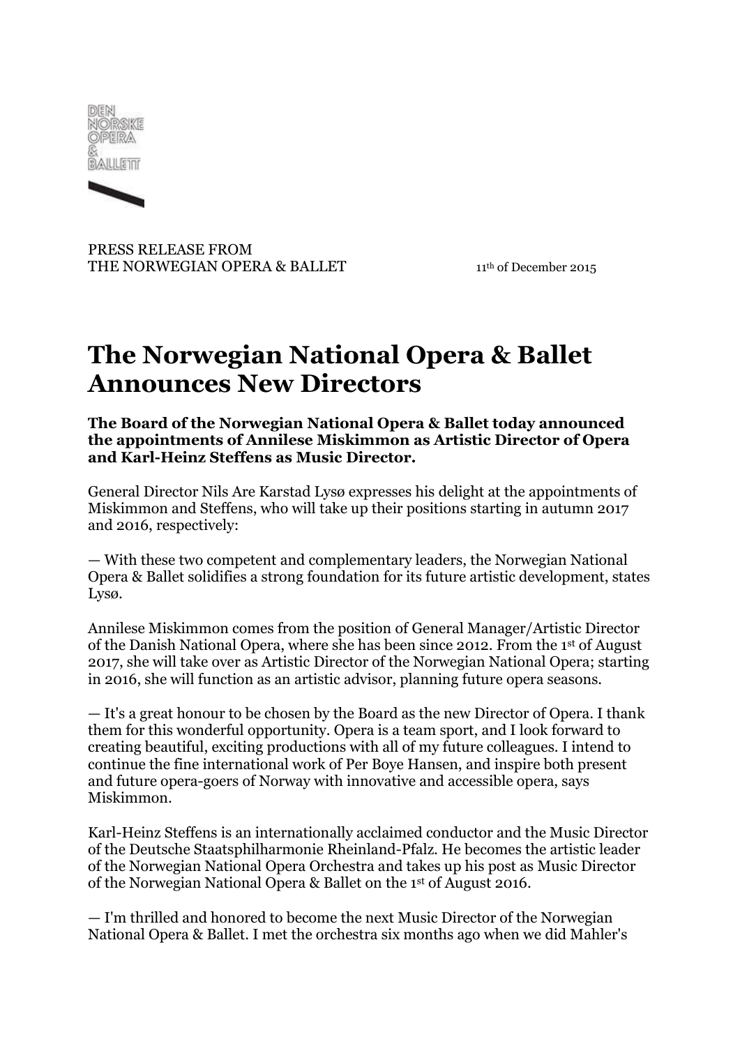DEN NORSKE OPERA & BALLETT

PRESS RELEASE FROM
THE NORWEGIAN OPERA & BALLET

11th of December 2015

# The Norwegian National Opera & Ballet Announces New Directors

**The Board of the Norwegian National Opera & Ballet today announced the appointments of Annilese Miskimmon as Artistic Director of Opera and Karl-Heinz Steffens as Music Director.**

General Director Nils Are Karstad Lysø expresses his delight at the appointments of Miskimmon and Steffens, who will take up their positions starting in autumn 2017 and 2016, respectively:

— With these two competent and complementary leaders, the Norwegian National Opera & Ballet solidifies a strong foundation for its future artistic development, states Lysø.

Annilese Miskimmon comes from the position of General Manager/Artistic Director of the Danish National Opera, where she has been since 2012. From the 1st of August 2017, she will take over as Artistic Director of the Norwegian National Opera; starting in 2016, she will function as an artistic advisor, planning future opera seasons.

— It's a great honour to be chosen by the Board as the new Director of Opera. I thank them for this wonderful opportunity. Opera is a team sport, and I look forward to creating beautiful, exciting productions with all of my future colleagues. I intend to continue the fine international work of Per Boye Hansen, and inspire both present and future opera-goers of Norway with innovative and accessible opera, says Miskimmon.

Karl-Heinz Steffens is an internationally acclaimed conductor and the Music Director of the Deutsche Staatsphilharmonie Rheinland-Pfalz. He becomes the artistic leader of the Norwegian National Opera Orchestra and takes up his post as Music Director of the Norwegian National Opera & Ballet on the 1st of August 2016.

— I'm thrilled and honored to become the next Music Director of the Norwegian National Opera & Ballet. I met the orchestra six months ago when we did Mahler's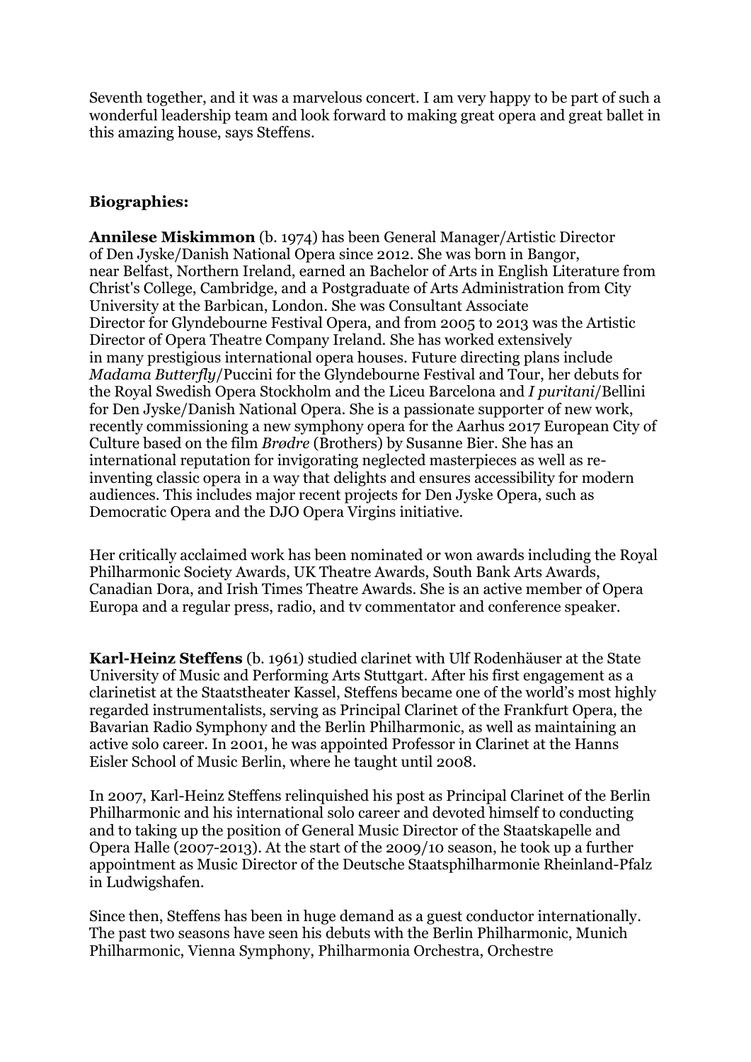Seventh together, and it was a marvelous concert. I am very happy to be part of such a wonderful leadership team and look forward to making great opera and great ballet in this amazing house, says Steffens.

**Biographies:**

**Annilese Miskimmon** (b. 1974) has been General Manager/Artistic Director of Den Jyske/Danish National Opera since 2012. She was born in Bangor, near Belfast, Northern Ireland, earned an Bachelor of Arts in English Literature from Christ's College, Cambridge, and a Postgraduate of Arts Administration from City University at the Barbican, London. She was Consultant Associate Director for Glyndebourne Festival Opera, and from 2005 to 2013 was the Artistic Director of Opera Theatre Company Ireland. She has worked extensively in many prestigious international opera houses. Future directing plans include *Madama Butterfly*/Puccini for the Glyndebourne Festival and Tour, her debuts for the Royal Swedish Opera Stockholm and the Liceu Barcelona and *I puritani*/Bellini for Den Jyske/Danish National Opera. She is a passionate supporter of new work, recently commissioning a new symphony opera for the Aarhus 2017 European City of Culture based on the film *Brødre* (Brothers) by Susanne Bier. She has an international reputation for invigorating neglected masterpieces as well as re-inventing classic opera in a way that delights and ensures accessibility for modern audiences. This includes major recent projects for Den Jyske Opera, such as Democratic Opera and the DJO Opera Virgins initiative.

Her critically acclaimed work has been nominated or won awards including the Royal Philharmonic Society Awards, UK Theatre Awards, South Bank Arts Awards, Canadian Dora, and Irish Times Theatre Awards. She is an active member of Opera Europa and a regular press, radio, and tv commentator and conference speaker.

**Karl-Heinz Steffens** (b. 1961) studied clarinet with Ulf Rodenhäuser at the State University of Music and Performing Arts Stuttgart. After his first engagement as a clarinetist at the Staatstheater Kassel, Steffens became one of the world's most highly regarded instrumentalists, serving as Principal Clarinet of the Frankfurt Opera, the Bavarian Radio Symphony and the Berlin Philharmonic, as well as maintaining an active solo career. In 2001, he was appointed Professor in Clarinet at the Hanns Eisler School of Music Berlin, where he taught until 2008.

In 2007, Karl-Heinz Steffens relinquished his post as Principal Clarinet of the Berlin Philharmonic and his international solo career and devoted himself to conducting and to taking up the position of General Music Director of the Staatskapelle and Opera Halle (2007-2013). At the start of the 2009/10 season, he took up a further appointment as Music Director of the Deutsche Staatsphilharmonie Rheinland-Pfalz in Ludwigshafen.

Since then, Steffens has been in huge demand as a guest conductor internationally. The past two seasons have seen his debuts with the Berlin Philharmonic, Munich Philharmonic, Vienna Symphony, Philharmonia Orchestra, Orchestre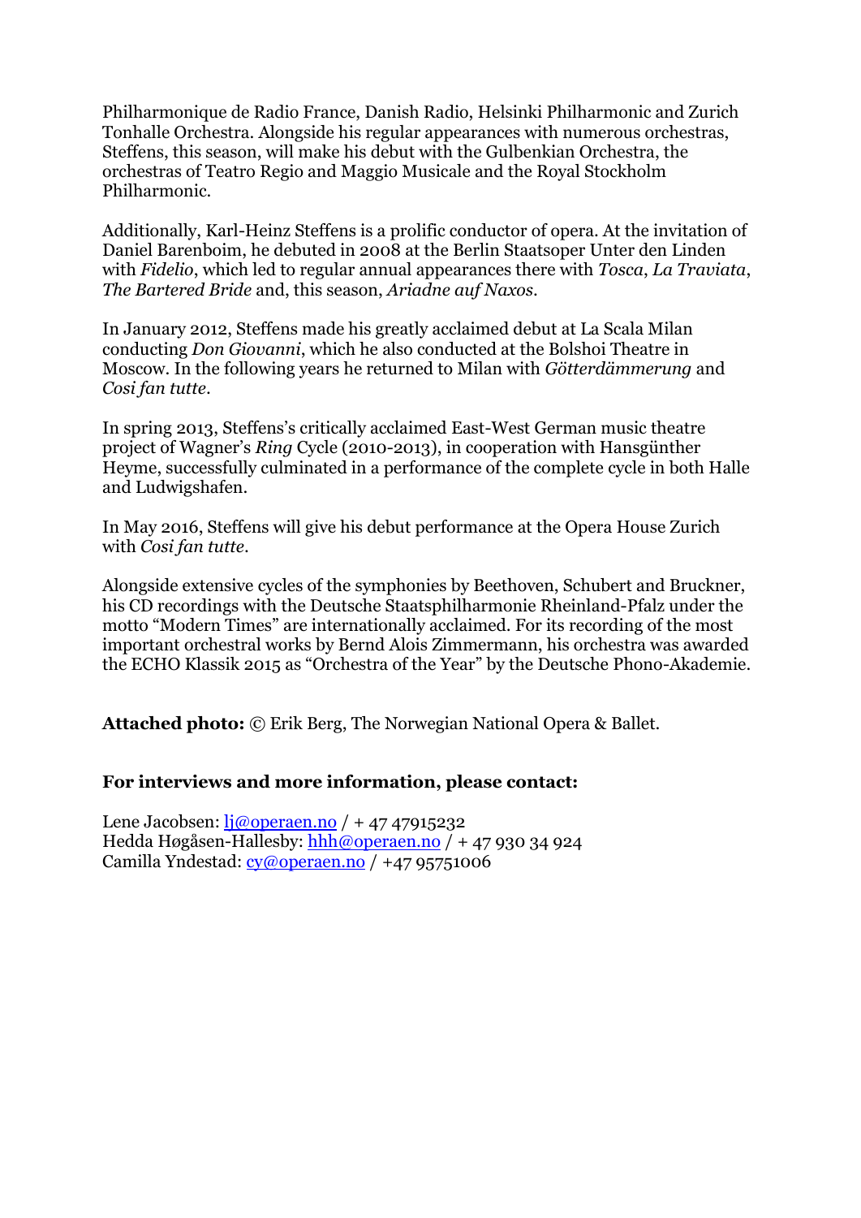Philharmonique de Radio France, Danish Radio, Helsinki Philharmonic and Zurich Tonhalle Orchestra. Alongside his regular appearances with numerous orchestras, Steffens, this season, will make his debut with the Gulbenkian Orchestra, the orchestras of Teatro Regio and Maggio Musicale and the Royal Stockholm Philharmonic.

Additionally, Karl-Heinz Steffens is a prolific conductor of opera. At the invitation of Daniel Barenboim, he debuted in 2008 at the Berlin Staatsoper Unter den Linden with *Fidelio*, which led to regular annual appearances there with *Tosca*, *La Traviata*, *The Bartered Bride* and, this season, *Ariadne auf Naxos*.

In January 2012, Steffens made his greatly acclaimed debut at La Scala Milan conducting *Don Giovanni*, which he also conducted at the Bolshoi Theatre in Moscow. In the following years he returned to Milan with *Götterdämmerung* and *Cosi fan tutte*.

In spring 2013, Steffens's critically acclaimed East-West German music theatre project of Wagner's *Ring* Cycle (2010-2013), in cooperation with Hansgünther Heyme, successfully culminated in a performance of the complete cycle in both Halle and Ludwigshafen.

In May 2016, Steffens will give his debut performance at the Opera House Zurich with *Cosi fan tutte*.

Alongside extensive cycles of the symphonies by Beethoven, Schubert and Bruckner, his CD recordings with the Deutsche Staatsphilharmonie Rheinland-Pfalz under the motto "Modern Times" are internationally acclaimed. For its recording of the most important orchestral works by Bernd Alois Zimmermann, his orchestra was awarded the ECHO Klassik 2015 as "Orchestra of the Year" by the Deutsche Phono-Akademie.

**Attached photo:** © Erik Berg, The Norwegian National Opera & Ballet.

**For interviews and more information, please contact:**

Lene Jacobsen: lj@operaen.no / + 47 47915232
Hedda Høgåsen-Hallesby: hhh@operaen.no / + 47 930 34 924
Camilla Yndestad: cy@operaen.no / +47 95751006